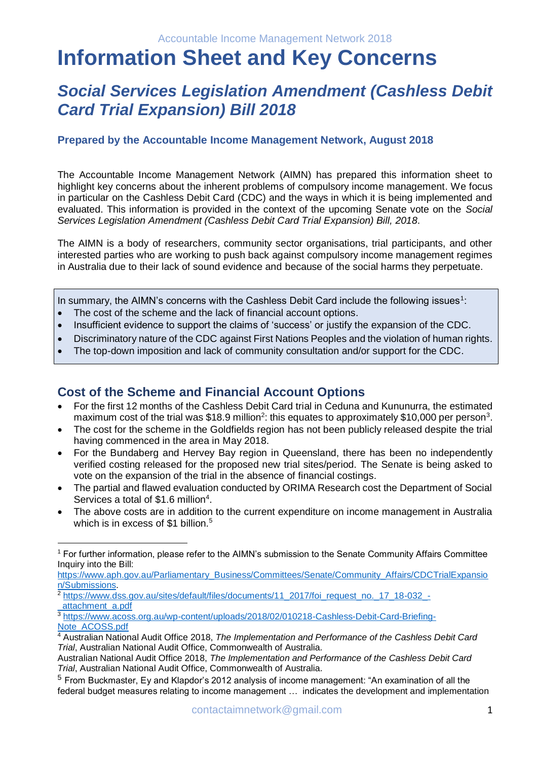Accountable Income Management Network 2018

# Information Sheet and Key Concerns

## *Social Services Legislation Amendment (Cashless Debit Card Trial Expansion) Bill 2018*

### Prepared by the Accountable Income Management Network, August 2018

The Accountable Income Management Network (AIMN) has prepared this information sheet to highlight key concerns about the inherent problems of compulsory income management. We focus in particular on the Cashless Debit Card (CDC) and the ways in which it is being implemented and evaluated. This information is provided in the context of the upcoming Senate vote on the *Social Services Legislation Amendment (Cashless Debit Card Trial Expansion) Bill, 2018*.

The AIMN is a body of researchers, community sector organisations, trial participants, and other interested parties who are working to push back against compulsory income management regimes in Australia due to their lack of sound evidence and because of the social harms they perpetuate.

In summary, the AIMN's concerns with the Cashless Debit Card include the following issues[1]:

- The cost of the scheme and the lack of financial account options.
- Insufficient evidence to support the claims of 'success' or justify the expansion of the CDC.
- Discriminatory nature of the CDC against First Nations Peoples and the violation of human rights.
- The top-down imposition and lack of community consultation and/or support for the CDC.

## Cost of the Scheme and Financial Account Options

- For the first 12 months of the Cashless Debit Card trial in Ceduna and Kununurra, the estimated maximum cost of the trial was $18.9 million[2]: this equates to approximately $10,000 per person[3].
- The cost for the scheme in the Goldfields region has not been publicly released despite the trial having commenced in the area in May 2018.
- For the Bundaberg and Hervey Bay region in Queensland, there has been no independently verified costing released for the proposed new trial sites/period. The Senate is being asked to vote on the expansion of the trial in the absence of financial costings.
- The partial and flawed evaluation conducted by ORIMA Research cost the Department of Social Services a total of $1.6 million[4].
- The above costs are in addition to the current expenditure on income management in Australia which is in excess of $1 billion.[5]

---

[1] For further information, please refer to the AIMN's submission to the Senate Community Affairs Committee Inquiry into the Bill: https://www.aph.gov.au/Parliamentary_Business/Committees/Senate/Community_Affairs/CDCTrialExpansion/Submissions.

[2] https://www.dss.gov.au/sites/default/files/documents/11_2017/foi_request_no._17_18-032_-_attachment_a.pdf

[3] https://www.acoss.org.au/wp-content/uploads/2018/02/010218-Cashless-Debit-Card-Briefing-Note_ACOSS.pdf

[4] Australian National Audit Office 2018, *The Implementation and Performance of the Cashless Debit Card Trial*, Australian National Audit Office, Commonwealth of Australia.
Australian National Audit Office 2018, *The Implementation and Performance of the Cashless Debit Card Trial*, Australian National Audit Office, Commonwealth of Australia.

[5] From Buckmaster, Ey and Klapdor's 2012 analysis of income management: "An examination of all the federal budget measures relating to income management … indicates the development and implementation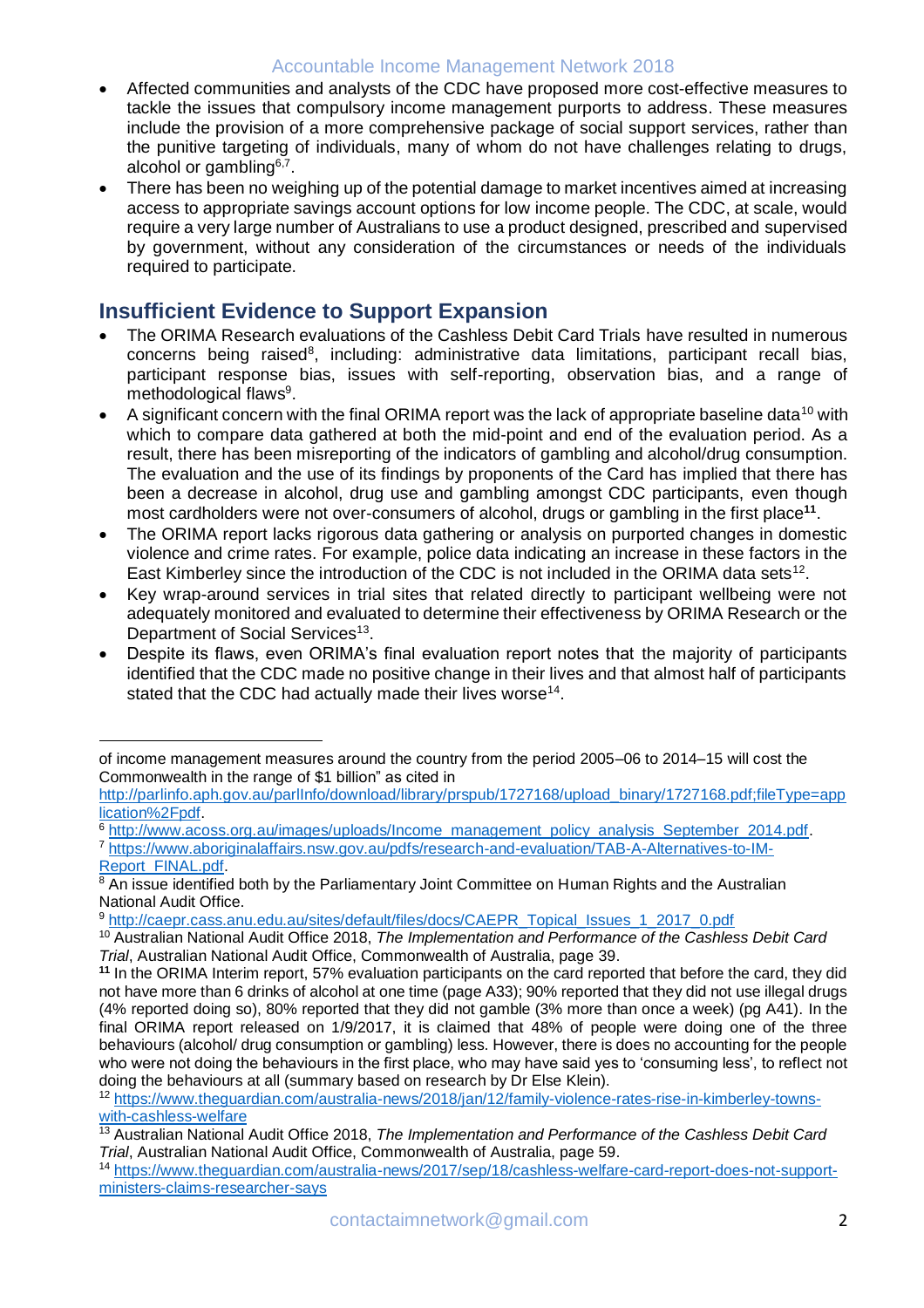- Affected communities and analysts of the CDC have proposed more cost-effective measures to tackle the issues that compulsory income management purports to address. These measures include the provision of a more comprehensive package of social support services, rather than the punitive targeting of individuals, many of whom do not have challenges relating to drugs, alcohol or gambling[6,7].
- There has been no weighing up of the potential damage to market incentives aimed at increasing access to appropriate savings account options for low income people. The CDC, at scale, would require a very large number of Australians to use a product designed, prescribed and supervised by government, without any consideration of the circumstances or needs of the individuals required to participate.

## Insufficient Evidence to Support Expansion

- The ORIMA Research evaluations of the Cashless Debit Card Trials have resulted in numerous concerns being raised[8], including: administrative data limitations, participant recall bias, participant response bias, issues with self-reporting, observation bias, and a range of methodological flaws[9].
- A significant concern with the final ORIMA report was the lack of appropriate baseline data[10] with which to compare data gathered at both the mid-point and end of the evaluation period. As a result, there has been misreporting of the indicators of gambling and alcohol/drug consumption. The evaluation and the use of its findings by proponents of the Card has implied that there has been a decrease in alcohol, drug use and gambling amongst CDC participants, even though most cardholders were not over-consumers of alcohol, drugs or gambling in the first place[11].
- The ORIMA report lacks rigorous data gathering or analysis on purported changes in domestic violence and crime rates. For example, police data indicating an increase in these factors in the East Kimberley since the introduction of the CDC is not included in the ORIMA data sets[12].
- Key wrap-around services in trial sites that related directly to participant wellbeing were not adequately monitored and evaluated to determine their effectiveness by ORIMA Research or the Department of Social Services[13].
- Despite its flaws, even ORIMA's final evaluation report notes that the majority of participants identified that the CDC made no positive change in their lives and that almost half of participants stated that the CDC had actually made their lives worse[14].

---

of income management measures around the country from the period 2005–06 to 2014–15 will cost the Commonwealth in the range of $1 billion" as cited in http://parlinfo.aph.gov.au/parlInfo/download/library/prspub/1727168/upload_binary/1727168.pdf;fileType=application%2Fpdf.

[6] http://www.acoss.org.au/images/uploads/Income_management_policy_analysis_September_2014.pdf.

[7] https://www.aboriginalaffairs.nsw.gov.au/pdfs/research-and-evaluation/TAB-A-Alternatives-to-IM-Report_FINAL.pdf.

[8] An issue identified both by the Parliamentary Joint Committee on Human Rights and the Australian National Audit Office.

[9] http://caepr.cass.anu.edu.au/sites/default/files/docs/CAEPR_Topical_Issues_1_2017_0.pdf

[10] Australian National Audit Office 2018, *The Implementation and Performance of the Cashless Debit Card Trial*, Australian National Audit Office, Commonwealth of Australia, page 39.

[11] In the ORIMA Interim report, 57% evaluation participants on the card reported that before the card, they did not have more than 6 drinks of alcohol at one time (page A33); 90% reported that they did not use illegal drugs (4% reported doing so), 80% reported that they did not gamble (3% more than once a week) (pg A41). In the final ORIMA report released on 1/9/2017, it is claimed that 48% of people were doing one of the three behaviours (alcohol/ drug consumption or gambling) less. However, there is does no accounting for the people who were not doing the behaviours in the first place, who may have said yes to 'consuming less', to reflect not doing the behaviours at all (summary based on research by Dr Else Klein).

[12] https://www.theguardian.com/australia-news/2018/jan/12/family-violence-rates-rise-in-kimberley-towns-with-cashless-welfare

[13] Australian National Audit Office 2018, *The Implementation and Performance of the Cashless Debit Card Trial*, Australian National Audit Office, Commonwealth of Australia, page 59.

[14] https://www.theguardian.com/australia-news/2017/sep/18/cashless-welfare-card-report-does-not-support-ministers-claims-researcher-says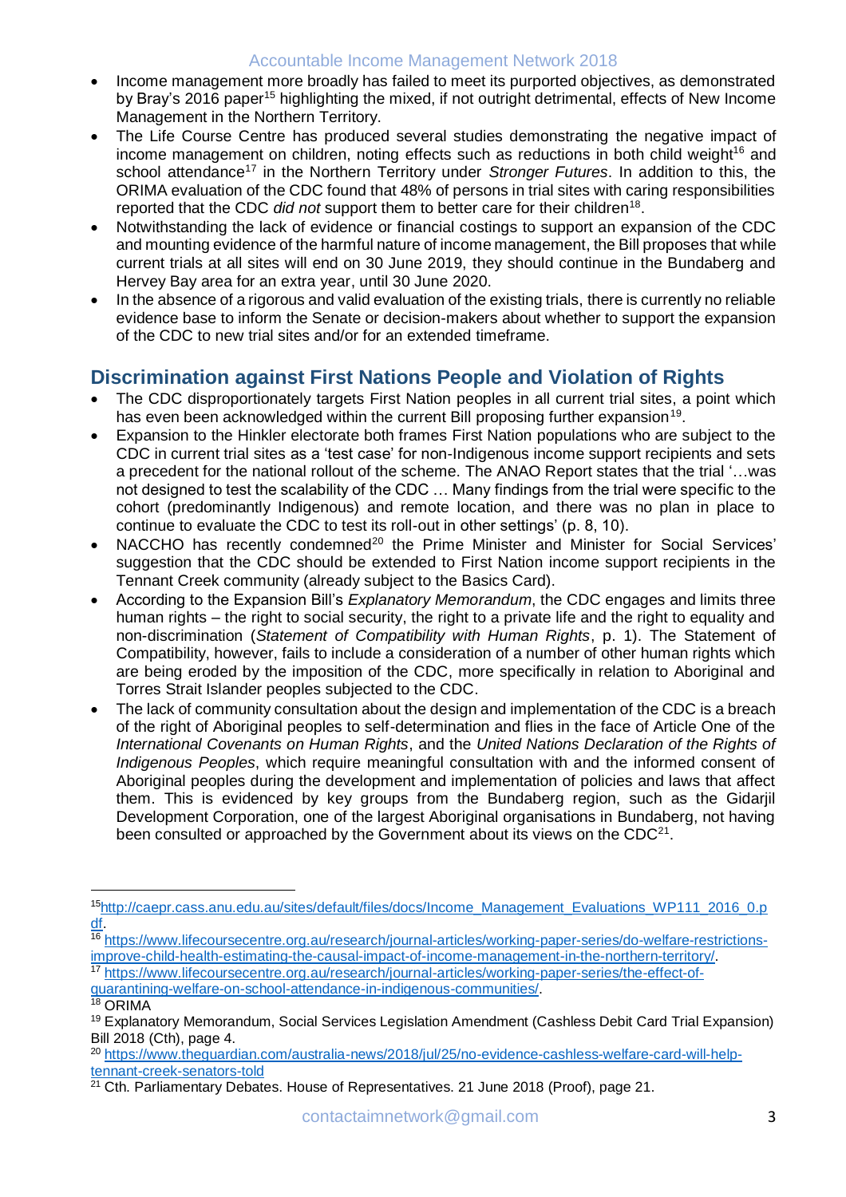- Income management more broadly has failed to meet its purported objectives, as demonstrated by Bray's 2016 paper[15] highlighting the mixed, if not outright detrimental, effects of New Income Management in the Northern Territory.
- The Life Course Centre has produced several studies demonstrating the negative impact of income management on children, noting effects such as reductions in both child weight[16] and school attendance[17] in the Northern Territory under *Stronger Futures*. In addition to this, the ORIMA evaluation of the CDC found that 48% of persons in trial sites with caring responsibilities reported that the CDC *did not* support them to better care for their children[18].
- Notwithstanding the lack of evidence or financial costings to support an expansion of the CDC and mounting evidence of the harmful nature of income management, the Bill proposes that while current trials at all sites will end on 30 June 2019, they should continue in the Bundaberg and Hervey Bay area for an extra year, until 30 June 2020.
- In the absence of a rigorous and valid evaluation of the existing trials, there is currently no reliable evidence base to inform the Senate or decision-makers about whether to support the expansion of the CDC to new trial sites and/or for an extended timeframe.

## Discrimination against First Nations People and Violation of Rights

- The CDC disproportionately targets First Nation peoples in all current trial sites, a point which has even been acknowledged within the current Bill proposing further expansion[19].
- Expansion to the Hinkler electorate both frames First Nation populations who are subject to the CDC in current trial sites as a 'test case' for non-Indigenous income support recipients and sets a precedent for the national rollout of the scheme. The ANAO Report states that the trial '…was not designed to test the scalability of the CDC … Many findings from the trial were specific to the cohort (predominantly Indigenous) and remote location, and there was no plan in place to continue to evaluate the CDC to test its roll-out in other settings' (p. 8, 10).
- NACCHO has recently condemned[20] the Prime Minister and Minister for Social Services' suggestion that the CDC should be extended to First Nation income support recipients in the Tennant Creek community (already subject to the Basics Card).
- According to the Expansion Bill's *Explanatory Memorandum*, the CDC engages and limits three human rights – the right to social security, the right to a private life and the right to equality and non-discrimination (*Statement of Compatibility with Human Rights*, p. 1). The Statement of Compatibility, however, fails to include a consideration of a number of other human rights which are being eroded by the imposition of the CDC, more specifically in relation to Aboriginal and Torres Strait Islander peoples subjected to the CDC.
- The lack of community consultation about the design and implementation of the CDC is a breach of the right of Aboriginal peoples to self-determination and flies in the face of Article One of the *International Covenants on Human Rights*, and the *United Nations Declaration of the Rights of Indigenous Peoples*, which require meaningful consultation with and the informed consent of Aboriginal peoples during the development and implementation of policies and laws that affect them. This is evidenced by key groups from the Bundaberg region, such as the Gidarjil Development Corporation, one of the largest Aboriginal organisations in Bundaberg, not having been consulted or approached by the Government about its views on the CDC[21].

---

[15] http://caepr.cass.anu.edu.au/sites/default/files/docs/Income_Management_Evaluations_WP111_2016_0.pdf.

[16] https://www.lifecoursecentre.org.au/research/journal-articles/working-paper-series/do-welfare-restrictions-improve-child-health-estimating-the-causal-impact-of-income-management-in-the-northern-territory/.

[17] https://www.lifecoursecentre.org.au/research/journal-articles/working-paper-series/the-effect-of-quarantining-welfare-on-school-attendance-in-indigenous-communities/.

[18] ORIMA

[19] Explanatory Memorandum, Social Services Legislation Amendment (Cashless Debit Card Trial Expansion) Bill 2018 (Cth), page 4.

[20] https://www.theguardian.com/australia-news/2018/jul/25/no-evidence-cashless-welfare-card-will-help-tennant-creek-senators-told

[21] Cth. Parliamentary Debates. House of Representatives. 21 June 2018 (Proof), page 21.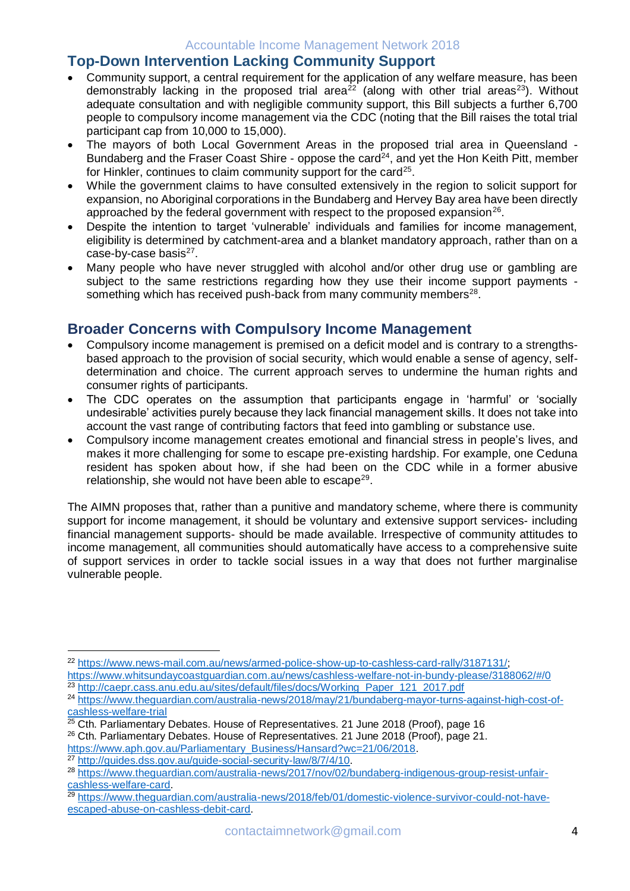## Top-Down Intervention Lacking Community Support

- Community support, a central requirement for the application of any welfare measure, has been demonstrably lacking in the proposed trial area[22] (along with other trial areas[23]). Without adequate consultation and with negligible community support, this Bill subjects a further 6,700 people to compulsory income management via the CDC (noting that the Bill raises the total trial participant cap from 10,000 to 15,000).
- The mayors of both Local Government Areas in the proposed trial area in Queensland - Bundaberg and the Fraser Coast Shire - oppose the card[24], and yet the Hon Keith Pitt, member for Hinkler, continues to claim community support for the card[25].
- While the government claims to have consulted extensively in the region to solicit support for expansion, no Aboriginal corporations in the Bundaberg and Hervey Bay area have been directly approached by the federal government with respect to the proposed expansion[26].
- Despite the intention to target 'vulnerable' individuals and families for income management, eligibility is determined by catchment-area and a blanket mandatory approach, rather than on a case-by-case basis[27].
- Many people who have never struggled with alcohol and/or other drug use or gambling are subject to the same restrictions regarding how they use their income support payments - something which has received push-back from many community members[28].

## Broader Concerns with Compulsory Income Management

- Compulsory income management is premised on a deficit model and is contrary to a strengths-based approach to the provision of social security, which would enable a sense of agency, self-determination and choice. The current approach serves to undermine the human rights and consumer rights of participants.
- The CDC operates on the assumption that participants engage in 'harmful' or 'socially undesirable' activities purely because they lack financial management skills. It does not take into account the vast range of contributing factors that feed into gambling or substance use.
- Compulsory income management creates emotional and financial stress in people's lives, and makes it more challenging for some to escape pre-existing hardship. For example, one Ceduna resident has spoken about how, if she had been on the CDC while in a former abusive relationship, she would not have been able to escape[29].

The AIMN proposes that, rather than a punitive and mandatory scheme, where there is community support for income management, it should be voluntary and extensive support services- including financial management supports- should be made available. Irrespective of community attitudes to income management, all communities should automatically have access to a comprehensive suite of support services in order to tackle social issues in a way that does not further marginalise vulnerable people.

---

[22] https://www.news-mail.com.au/news/armed-police-show-up-to-cashless-card-rally/3187131/; https://www.whitsundaycoastguardian.com.au/news/cashless-welfare-not-in-bundy-please/3188062/#/0

[23] http://caepr.cass.anu.edu.au/sites/default/files/docs/Working_Paper_121_2017.pdf

[24] https://www.theguardian.com/australia-news/2018/may/21/bundaberg-mayor-turns-against-high-cost-of-cashless-welfare-trial

[25] Cth. Parliamentary Debates. House of Representatives. 21 June 2018 (Proof), page 16

[26] Cth. Parliamentary Debates. House of Representatives. 21 June 2018 (Proof), page 21. https://www.aph.gov.au/Parliamentary_Business/Hansard?wc=21/06/2018.

[27] http://guides.dss.gov.au/guide-social-security-law/8/7/4/10.

[28] https://www.theguardian.com/australia-news/2017/nov/02/bundaberg-indigenous-group-resist-unfair-cashless-welfare-card.

[29] https://www.theguardian.com/australia-news/2018/feb/01/domestic-violence-survivor-could-not-have-escaped-abuse-on-cashless-debit-card.